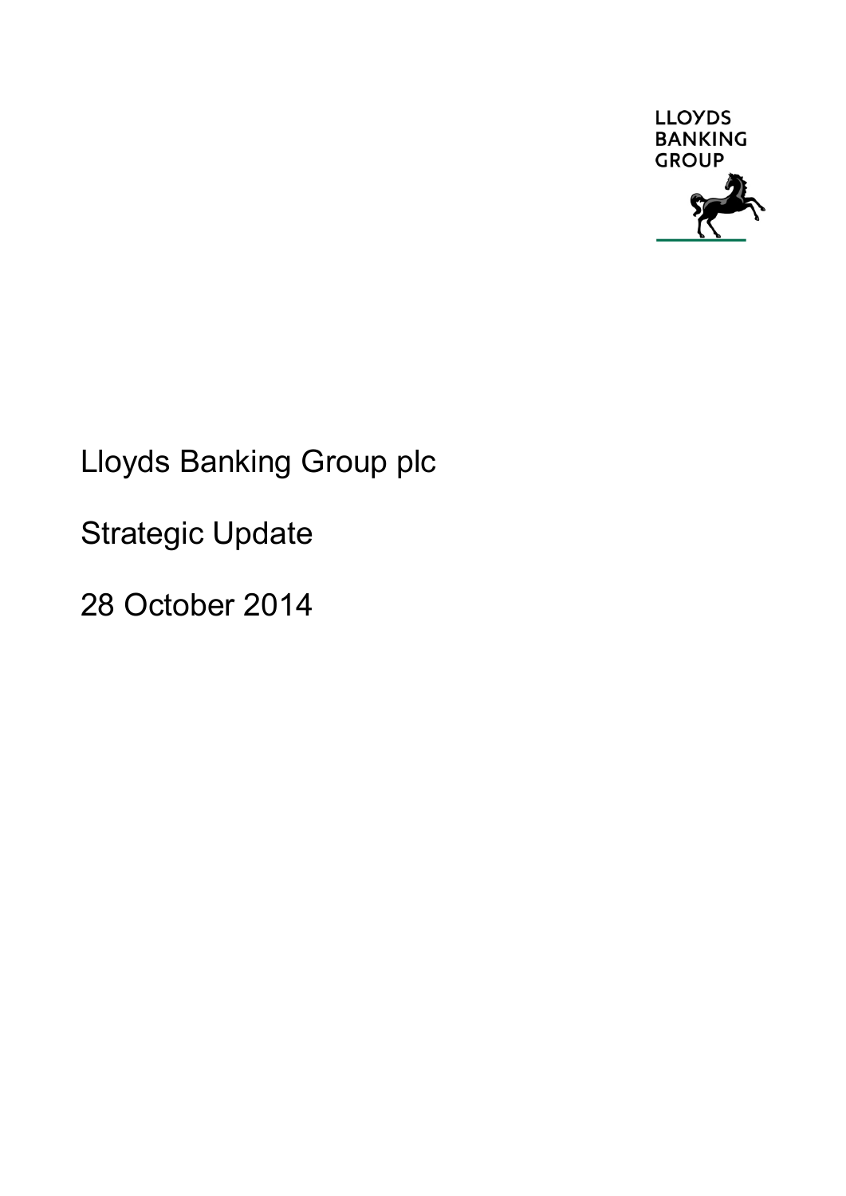LLOYDS BANKING GROUP

# Lloyds Banking Group plc

## Strategic Update

28 October 2014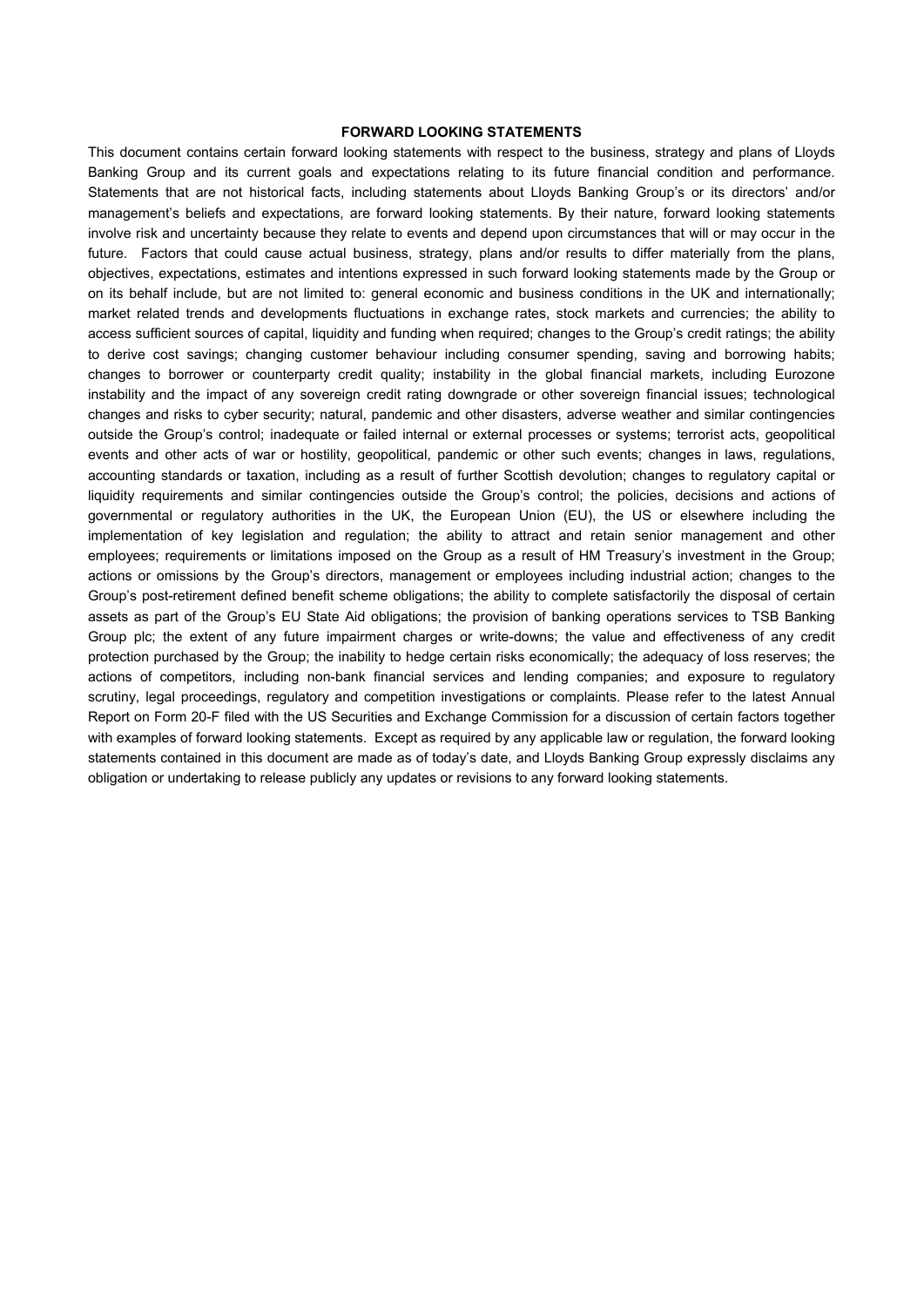**FORWARD LOOKING STATEMENTS**

This document contains certain forward looking statements with respect to the business, strategy and plans of Lloyds Banking Group and its current goals and expectations relating to its future financial condition and performance. Statements that are not historical facts, including statements about Lloyds Banking Group's or its directors' and/or management's beliefs and expectations, are forward looking statements. By their nature, forward looking statements involve risk and uncertainty because they relate to events and depend upon circumstances that will or may occur in the future. Factors that could cause actual business, strategy, plans and/or results to differ materially from the plans, objectives, expectations, estimates and intentions expressed in such forward looking statements made by the Group or on its behalf include, but are not limited to: general economic and business conditions in the UK and internationally; market related trends and developments fluctuations in exchange rates, stock markets and currencies; the ability to access sufficient sources of capital, liquidity and funding when required; changes to the Group's credit ratings; the ability to derive cost savings; changing customer behaviour including consumer spending, saving and borrowing habits; changes to borrower or counterparty credit quality; instability in the global financial markets, including Eurozone instability and the impact of any sovereign credit rating downgrade or other sovereign financial issues; technological changes and risks to cyber security; natural, pandemic and other disasters, adverse weather and similar contingencies outside the Group's control; inadequate or failed internal or external processes or systems; terrorist acts, geopolitical events and other acts of war or hostility, geopolitical, pandemic or other such events; changes in laws, regulations, accounting standards or taxation, including as a result of further Scottish devolution; changes to regulatory capital or liquidity requirements and similar contingencies outside the Group's control; the policies, decisions and actions of governmental or regulatory authorities in the UK, the European Union (EU), the US or elsewhere including the implementation of key legislation and regulation; the ability to attract and retain senior management and other employees; requirements or limitations imposed on the Group as a result of HM Treasury's investment in the Group; actions or omissions by the Group's directors, management or employees including industrial action; changes to the Group's post-retirement defined benefit scheme obligations; the ability to complete satisfactorily the disposal of certain assets as part of the Group's EU State Aid obligations; the provision of banking operations services to TSB Banking Group plc; the extent of any future impairment charges or write-downs; the value and effectiveness of any credit protection purchased by the Group; the inability to hedge certain risks economically; the adequacy of loss reserves; the actions of competitors, including non-bank financial services and lending companies; and exposure to regulatory scrutiny, legal proceedings, regulatory and competition investigations or complaints. Please refer to the latest Annual Report on Form 20-F filed with the US Securities and Exchange Commission for a discussion of certain factors together with examples of forward looking statements. Except as required by any applicable law or regulation, the forward looking statements contained in this document are made as of today's date, and Lloyds Banking Group expressly disclaims any obligation or undertaking to release publicly any updates or revisions to any forward looking statements.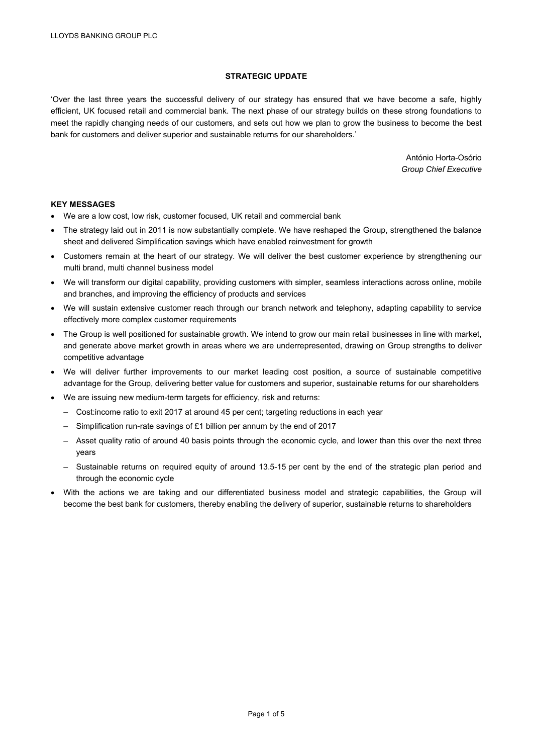## STRATEGIC UPDATE

'Over the last three years the successful delivery of our strategy has ensured that we have become a safe, highly efficient, UK focused retail and commercial bank. The next phase of our strategy builds on these strong foundations to meet the rapidly changing needs of our customers, and sets out how we plan to grow the business to become the best bank for customers and deliver superior and sustainable returns for our shareholders.'

António Horta-Osório
*Group Chief Executive*

### KEY MESSAGES

- We are a low cost, low risk, customer focused, UK retail and commercial bank
- The strategy laid out in 2011 is now substantially complete. We have reshaped the Group, strengthened the balance sheet and delivered Simplification savings which have enabled reinvestment for growth
- Customers remain at the heart of our strategy. We will deliver the best customer experience by strengthening our multi brand, multi channel business model
- We will transform our digital capability, providing customers with simpler, seamless interactions across online, mobile and branches, and improving the efficiency of products and services
- We will sustain extensive customer reach through our branch network and telephony, adapting capability to service effectively more complex customer requirements
- The Group is well positioned for sustainable growth. We intend to grow our main retail businesses in line with market, and generate above market growth in areas where we are underrepresented, drawing on Group strengths to deliver competitive advantage
- We will deliver further improvements to our market leading cost position, a source of sustainable competitive advantage for the Group, delivering better value for customers and superior, sustainable returns for our shareholders
- We are issuing new medium-term targets for efficiency, risk and returns:
  - Cost:income ratio to exit 2017 at around 45 per cent; targeting reductions in each year
  - Simplification run-rate savings of £1 billion per annum by the end of 2017
  - Asset quality ratio of around 40 basis points through the economic cycle, and lower than this over the next three years
  - Sustainable returns on required equity of around 13.5-15 per cent by the end of the strategic plan period and through the economic cycle
- With the actions we are taking and our differentiated business model and strategic capabilities, the Group will become the best bank for customers, thereby enabling the delivery of superior, sustainable returns to shareholders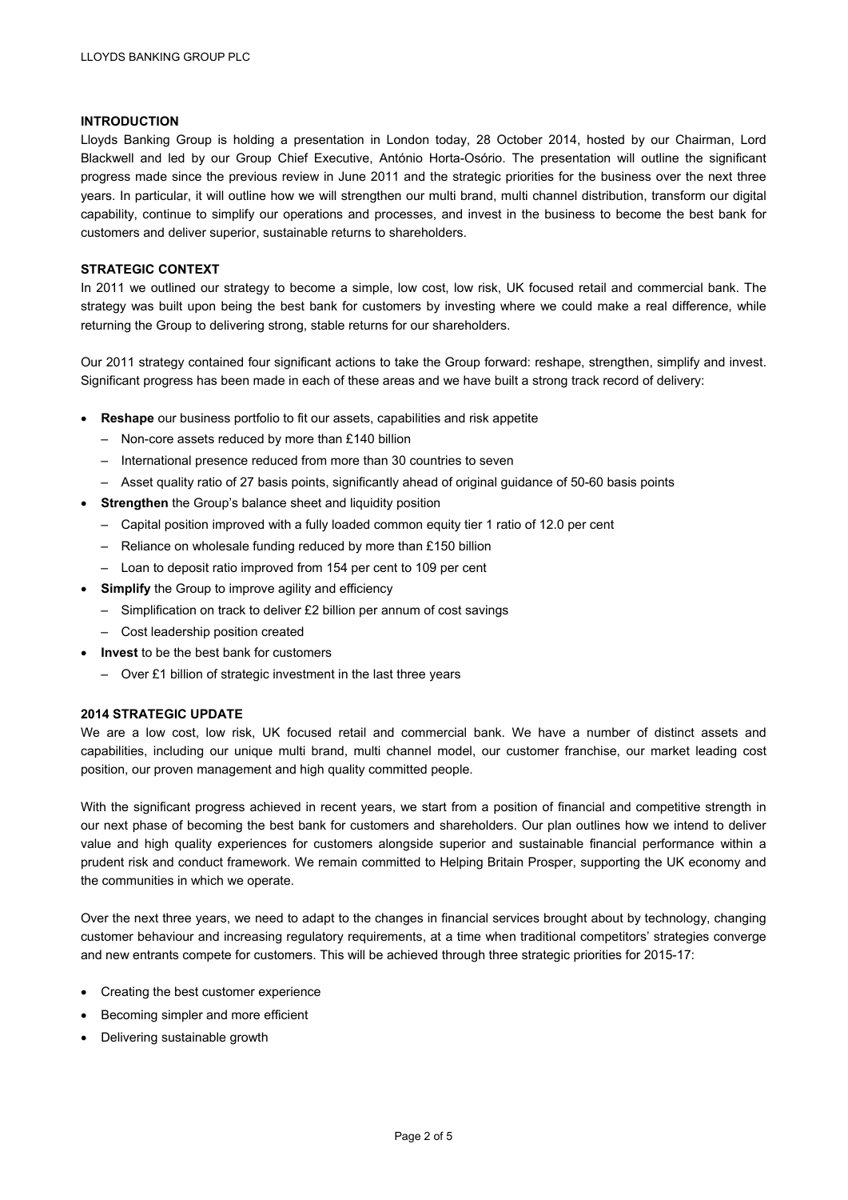## INTRODUCTION

Lloyds Banking Group is holding a presentation in London today, 28 October 2014, hosted by our Chairman, Lord Blackwell and led by our Group Chief Executive, António Horta-Osório. The presentation will outline the significant progress made since the previous review in June 2011 and the strategic priorities for the business over the next three years. In particular, it will outline how we will strengthen our multi brand, multi channel distribution, transform our digital capability, continue to simplify our operations and processes, and invest in the business to become the best bank for customers and deliver superior, sustainable returns to shareholders.

## STRATEGIC CONTEXT

In 2011 we outlined our strategy to become a simple, low cost, low risk, UK focused retail and commercial bank. The strategy was built upon being the best bank for customers by investing where we could make a real difference, while returning the Group to delivering strong, stable returns for our shareholders.

Our 2011 strategy contained four significant actions to take the Group forward: reshape, strengthen, simplify and invest. Significant progress has been made in each of these areas and we have built a strong track record of delivery:

- **Reshape** our business portfolio to fit our assets, capabilities and risk appetite
  - Non-core assets reduced by more than £140 billion
  - International presence reduced from more than 30 countries to seven
  - Asset quality ratio of 27 basis points, significantly ahead of original guidance of 50-60 basis points
- **Strengthen** the Group's balance sheet and liquidity position
  - Capital position improved with a fully loaded common equity tier 1 ratio of 12.0 per cent
  - Reliance on wholesale funding reduced by more than £150 billion
  - Loan to deposit ratio improved from 154 per cent to 109 per cent
- **Simplify** the Group to improve agility and efficiency
  - Simplification on track to deliver £2 billion per annum of cost savings
  - Cost leadership position created
- **Invest** to be the best bank for customers
  - Over £1 billion of strategic investment in the last three years

## 2014 STRATEGIC UPDATE

We are a low cost, low risk, UK focused retail and commercial bank. We have a number of distinct assets and capabilities, including our unique multi brand, multi channel model, our customer franchise, our market leading cost position, our proven management and high quality committed people.

With the significant progress achieved in recent years, we start from a position of financial and competitive strength in our next phase of becoming the best bank for customers and shareholders. Our plan outlines how we intend to deliver value and high quality experiences for customers alongside superior and sustainable financial performance within a prudent risk and conduct framework. We remain committed to Helping Britain Prosper, supporting the UK economy and the communities in which we operate.

Over the next three years, we need to adapt to the changes in financial services brought about by technology, changing customer behaviour and increasing regulatory requirements, at a time when traditional competitors' strategies converge and new entrants compete for customers. This will be achieved through three strategic priorities for 2015-17:

- Creating the best customer experience
- Becoming simpler and more efficient
- Delivering sustainable growth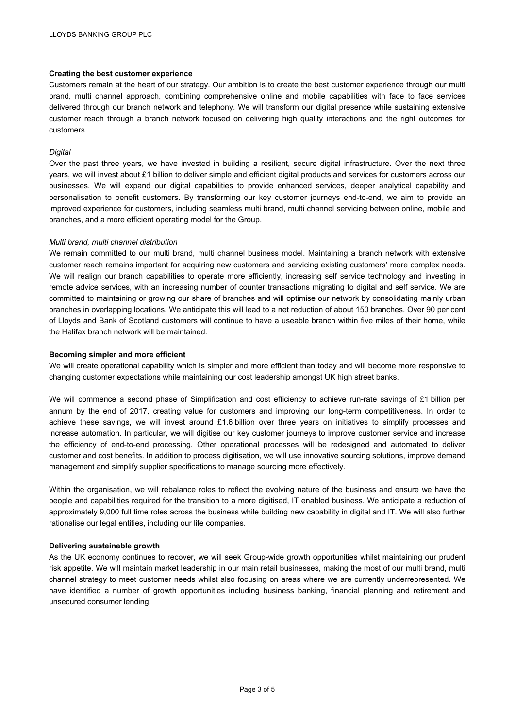**Creating the best customer experience**

Customers remain at the heart of our strategy. Our ambition is to create the best customer experience through our multi brand, multi channel approach, combining comprehensive online and mobile capabilities with face to face services delivered through our branch network and telephony. We will transform our digital presence while sustaining extensive customer reach through a branch network focused on delivering high quality interactions and the right outcomes for customers.

*Digital*

Over the past three years, we have invested in building a resilient, secure digital infrastructure. Over the next three years, we will invest about £1 billion to deliver simple and efficient digital products and services for customers across our businesses. We will expand our digital capabilities to provide enhanced services, deeper analytical capability and personalisation to benefit customers. By transforming our key customer journeys end-to-end, we aim to provide an improved experience for customers, including seamless multi brand, multi channel servicing between online, mobile and branches, and a more efficient operating model for the Group.

*Multi brand, multi channel distribution*

We remain committed to our multi brand, multi channel business model. Maintaining a branch network with extensive customer reach remains important for acquiring new customers and servicing existing customers' more complex needs. We will realign our branch capabilities to operate more efficiently, increasing self service technology and investing in remote advice services, with an increasing number of counter transactions migrating to digital and self service. We are committed to maintaining or growing our share of branches and will optimise our network by consolidating mainly urban branches in overlapping locations. We anticipate this will lead to a net reduction of about 150 branches. Over 90 per cent of Lloyds and Bank of Scotland customers will continue to have a useable branch within five miles of their home, while the Halifax branch network will be maintained.

**Becoming simpler and more efficient**

We will create operational capability which is simpler and more efficient than today and will become more responsive to changing customer expectations while maintaining our cost leadership amongst UK high street banks.

We will commence a second phase of Simplification and cost efficiency to achieve run-rate savings of £1 billion per annum by the end of 2017, creating value for customers and improving our long-term competitiveness. In order to achieve these savings, we will invest around £1.6 billion over three years on initiatives to simplify processes and increase automation. In particular, we will digitise our key customer journeys to improve customer service and increase the efficiency of end-to-end processing. Other operational processes will be redesigned and automated to deliver customer and cost benefits. In addition to process digitisation, we will use innovative sourcing solutions, improve demand management and simplify supplier specifications to manage sourcing more effectively.

Within the organisation, we will rebalance roles to reflect the evolving nature of the business and ensure we have the people and capabilities required for the transition to a more digitised, IT enabled business. We anticipate a reduction of approximately 9,000 full time roles across the business while building new capability in digital and IT. We will also further rationalise our legal entities, including our life companies.

**Delivering sustainable growth**

As the UK economy continues to recover, we will seek Group-wide growth opportunities whilst maintaining our prudent risk appetite. We will maintain market leadership in our main retail businesses, making the most of our multi brand, multi channel strategy to meet customer needs whilst also focusing on areas where we are currently underrepresented. We have identified a number of growth opportunities including business banking, financial planning and retirement and unsecured consumer lending.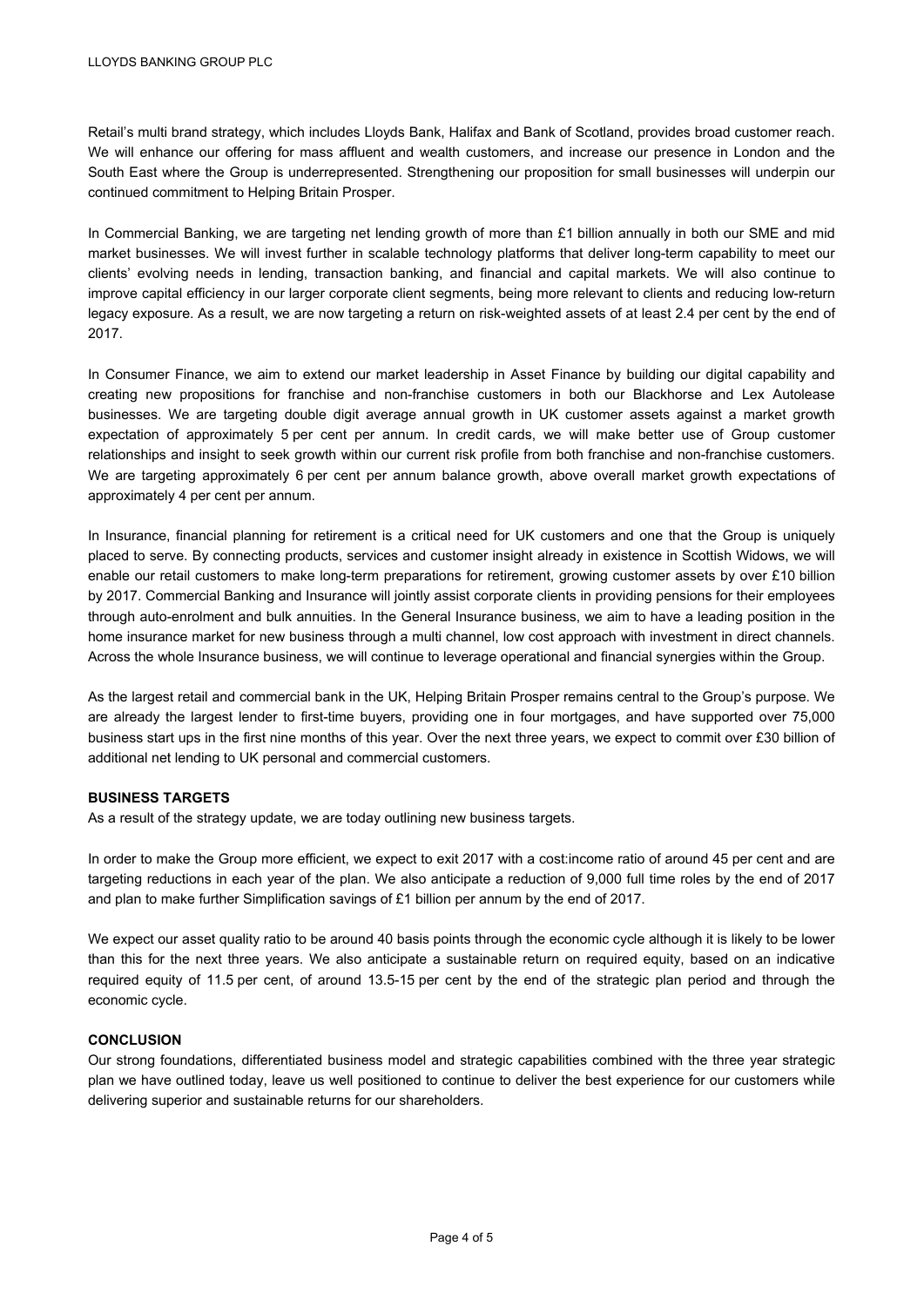Retail's multi brand strategy, which includes Lloyds Bank, Halifax and Bank of Scotland, provides broad customer reach. We will enhance our offering for mass affluent and wealth customers, and increase our presence in London and the South East where the Group is underrepresented. Strengthening our proposition for small businesses will underpin our continued commitment to Helping Britain Prosper.

In Commercial Banking, we are targeting net lending growth of more than £1 billion annually in both our SME and mid market businesses. We will invest further in scalable technology platforms that deliver long-term capability to meet our clients' evolving needs in lending, transaction banking, and financial and capital markets. We will also continue to improve capital efficiency in our larger corporate client segments, being more relevant to clients and reducing low-return legacy exposure. As a result, we are now targeting a return on risk-weighted assets of at least 2.4 per cent by the end of 2017.

In Consumer Finance, we aim to extend our market leadership in Asset Finance by building our digital capability and creating new propositions for franchise and non-franchise customers in both our Blackhorse and Lex Autolease businesses. We are targeting double digit average annual growth in UK customer assets against a market growth expectation of approximately 5 per cent per annum. In credit cards, we will make better use of Group customer relationships and insight to seek growth within our current risk profile from both franchise and non-franchise customers. We are targeting approximately 6 per cent per annum balance growth, above overall market growth expectations of approximately 4 per cent per annum.

In Insurance, financial planning for retirement is a critical need for UK customers and one that the Group is uniquely placed to serve. By connecting products, services and customer insight already in existence in Scottish Widows, we will enable our retail customers to make long-term preparations for retirement, growing customer assets by over £10 billion by 2017. Commercial Banking and Insurance will jointly assist corporate clients in providing pensions for their employees through auto-enrolment and bulk annuities. In the General Insurance business, we aim to have a leading position in the home insurance market for new business through a multi channel, low cost approach with investment in direct channels. Across the whole Insurance business, we will continue to leverage operational and financial synergies within the Group.

As the largest retail and commercial bank in the UK, Helping Britain Prosper remains central to the Group's purpose. We are already the largest lender to first-time buyers, providing one in four mortgages, and have supported over 75,000 business start ups in the first nine months of this year. Over the next three years, we expect to commit over £30 billion of additional net lending to UK personal and commercial customers.

**BUSINESS TARGETS**

As a result of the strategy update, we are today outlining new business targets.

In order to make the Group more efficient, we expect to exit 2017 with a cost:income ratio of around 45 per cent and are targeting reductions in each year of the plan. We also anticipate a reduction of 9,000 full time roles by the end of 2017 and plan to make further Simplification savings of £1 billion per annum by the end of 2017.

We expect our asset quality ratio to be around 40 basis points through the economic cycle although it is likely to be lower than this for the next three years. We also anticipate a sustainable return on required equity, based on an indicative required equity of 11.5 per cent, of around 13.5-15 per cent by the end of the strategic plan period and through the economic cycle.

**CONCLUSION**

Our strong foundations, differentiated business model and strategic capabilities combined with the three year strategic plan we have outlined today, leave us well positioned to continue to deliver the best experience for our customers while delivering superior and sustainable returns for our shareholders.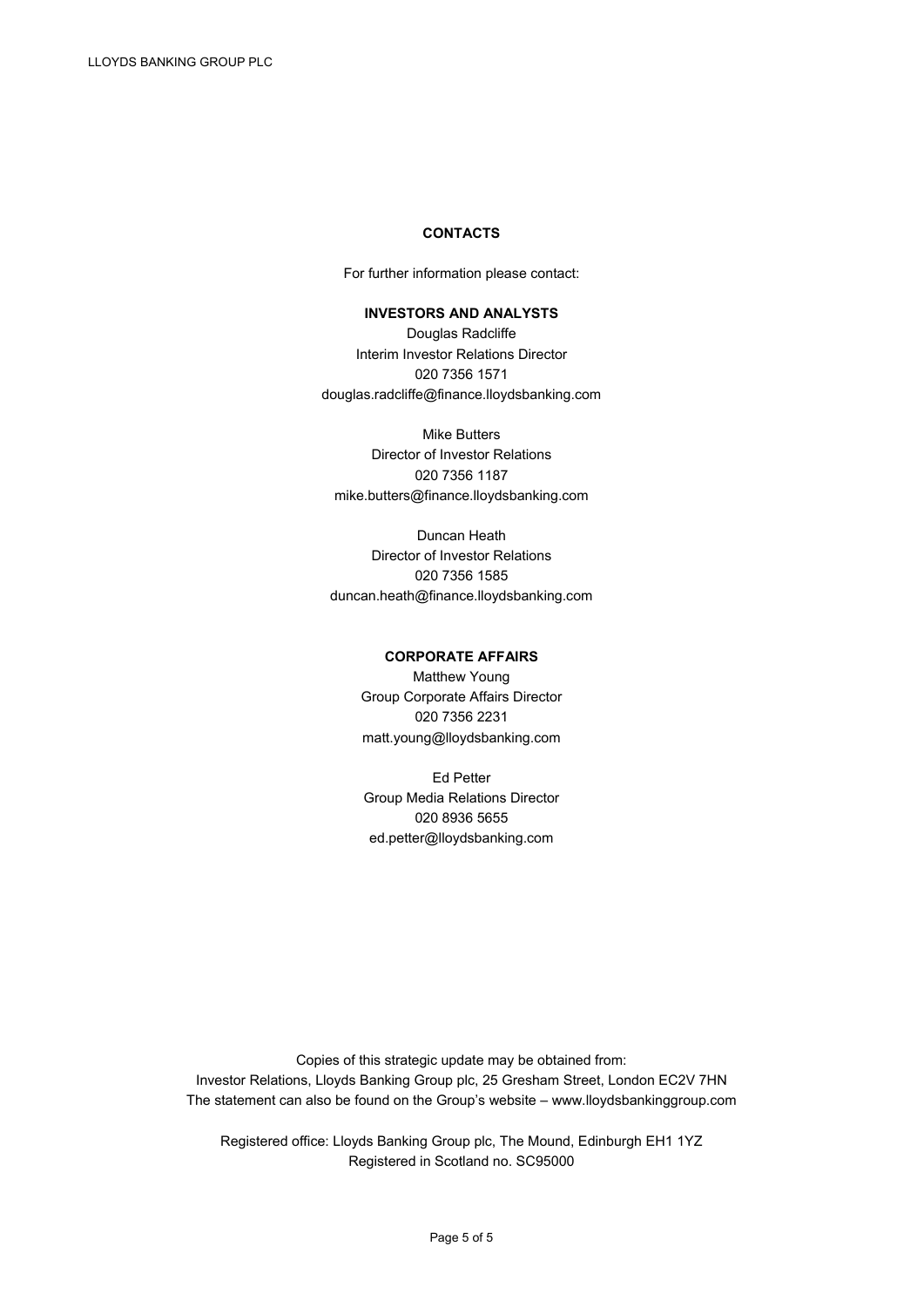## CONTACTS

For further information please contact:

**INVESTORS AND ANALYSTS**

Douglas Radcliffe
Interim Investor Relations Director
020 7356 1571
douglas.radcliffe@finance.lloydsbanking.com

Mike Butters
Director of Investor Relations
020 7356 1187
mike.butters@finance.lloydsbanking.com

Duncan Heath
Director of Investor Relations
020 7356 1585
duncan.heath@finance.lloydsbanking.com

**CORPORATE AFFAIRS**

Matthew Young
Group Corporate Affairs Director
020 7356 2231
matt.young@lloydsbanking.com

Ed Petter
Group Media Relations Director
020 8936 5655
ed.petter@lloydsbanking.com

Copies of this strategic update may be obtained from:
Investor Relations, Lloyds Banking Group plc, 25 Gresham Street, London EC2V 7HN
The statement can also be found on the Group's website – www.lloydsbankinggroup.com

Registered office: Lloyds Banking Group plc, The Mound, Edinburgh EH1 1YZ
Registered in Scotland no. SC95000